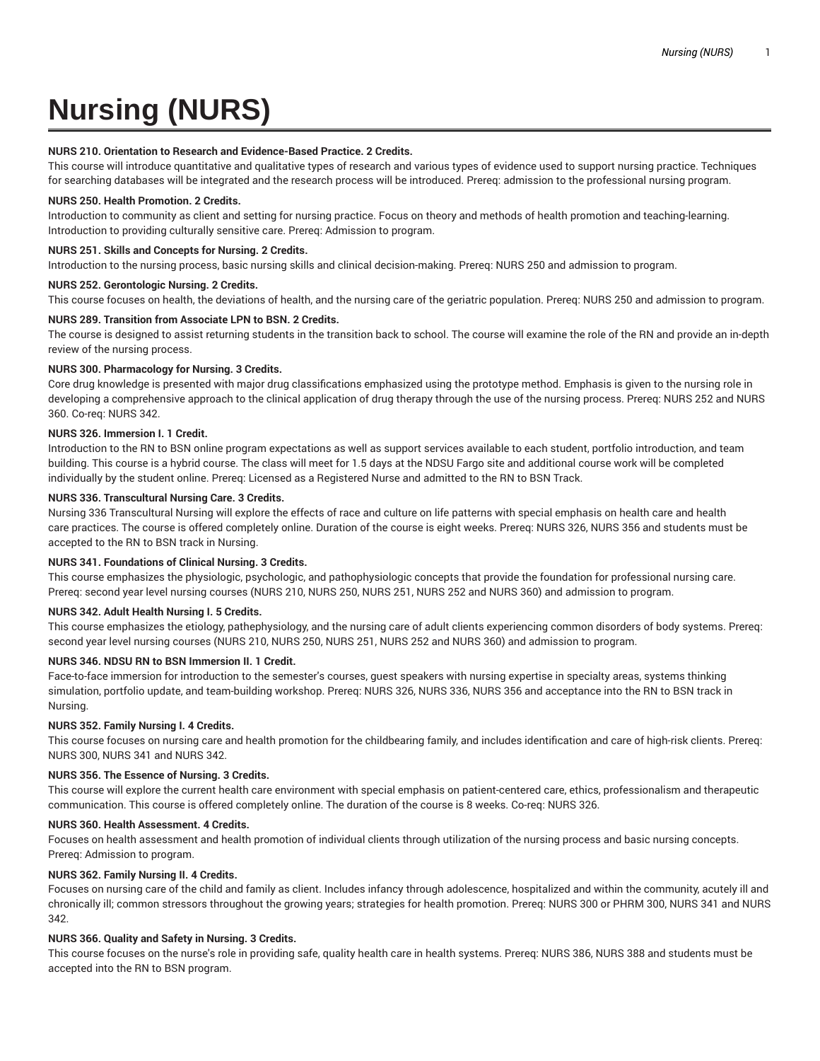# Nursing (NURS)

**NURS 210. Orientation to Research and Evidence-Based Practice. 2 Credits.**

This course will introduce quantitative and qualitative types of research and various types of evidence used to support nursing practice. Techniques for searching databases will be integrated and the research process will be introduced. Prereq: admission to the professional nursing program.

**NURS 250. Health Promotion. 2 Credits.**

Introduction to community as client and setting for nursing practice. Focus on theory and methods of health promotion and teaching-learning. Introduction to providing culturally sensitive care. Prereq: Admission to program.

**NURS 251. Skills and Concepts for Nursing. 2 Credits.**

Introduction to the nursing process, basic nursing skills and clinical decision-making. Prereq: NURS 250 and admission to program.

**NURS 252. Gerontologic Nursing. 2 Credits.**

This course focuses on health, the deviations of health, and the nursing care of the geriatric population. Prereq: NURS 250 and admission to program.

**NURS 289. Transition from Associate LPN to BSN. 2 Credits.**

The course is designed to assist returning students in the transition back to school. The course will examine the role of the RN and provide an in-depth review of the nursing process.

**NURS 300. Pharmacology for Nursing. 3 Credits.**

Core drug knowledge is presented with major drug classifications emphasized using the prototype method. Emphasis is given to the nursing role in developing a comprehensive approach to the clinical application of drug therapy through the use of the nursing process. Prereq: NURS 252 and NURS 360. Co-req: NURS 342.

**NURS 326. Immersion I. 1 Credit.**

Introduction to the RN to BSN online program expectations as well as support services available to each student, portfolio introduction, and team building. This course is a hybrid course. The class will meet for 1.5 days at the NDSU Fargo site and additional course work will be completed individually by the student online. Prereq: Licensed as a Registered Nurse and admitted to the RN to BSN Track.

**NURS 336. Transcultural Nursing Care. 3 Credits.**

Nursing 336 Transcultural Nursing will explore the effects of race and culture on life patterns with special emphasis on health care and health care practices. The course is offered completely online. Duration of the course is eight weeks. Prereq: NURS 326, NURS 356 and students must be accepted to the RN to BSN track in Nursing.

**NURS 341. Foundations of Clinical Nursing. 3 Credits.**

This course emphasizes the physiologic, psychologic, and pathophysiologic concepts that provide the foundation for professional nursing care. Prereq: second year level nursing courses (NURS 210, NURS 250, NURS 251, NURS 252 and NURS 360) and admission to program.

**NURS 342. Adult Health Nursing I. 5 Credits.**

This course emphasizes the etiology, pathephysiology, and the nursing care of adult clients experiencing common disorders of body systems. Prereq: second year level nursing courses (NURS 210, NURS 250, NURS 251, NURS 252 and NURS 360) and admission to program.

**NURS 346. NDSU RN to BSN Immersion II. 1 Credit.**

Face-to-face immersion for introduction to the semester's courses, guest speakers with nursing expertise in specialty areas, systems thinking simulation, portfolio update, and team-building workshop. Prereq: NURS 326, NURS 336, NURS 356 and acceptance into the RN to BSN track in Nursing.

**NURS 352. Family Nursing I. 4 Credits.**

This course focuses on nursing care and health promotion for the childbearing family, and includes identification and care of high-risk clients. Prereq: NURS 300, NURS 341 and NURS 342.

**NURS 356. The Essence of Nursing. 3 Credits.**

This course will explore the current health care environment with special emphasis on patient-centered care, ethics, professionalism and therapeutic communication. This course is offered completely online. The duration of the course is 8 weeks. Co-req: NURS 326.

**NURS 360. Health Assessment. 4 Credits.**

Focuses on health assessment and health promotion of individual clients through utilization of the nursing process and basic nursing concepts. Prereq: Admission to program.

**NURS 362. Family Nursing II. 4 Credits.**

Focuses on nursing care of the child and family as client. Includes infancy through adolescence, hospitalized and within the community, acutely ill and chronically ill; common stressors throughout the growing years; strategies for health promotion. Prereq: NURS 300 or PHRM 300, NURS 341 and NURS 342.

**NURS 366. Quality and Safety in Nursing. 3 Credits.**

This course focuses on the nurse's role in providing safe, quality health care in health systems. Prereq: NURS 386, NURS 388 and students must be accepted into the RN to BSN program.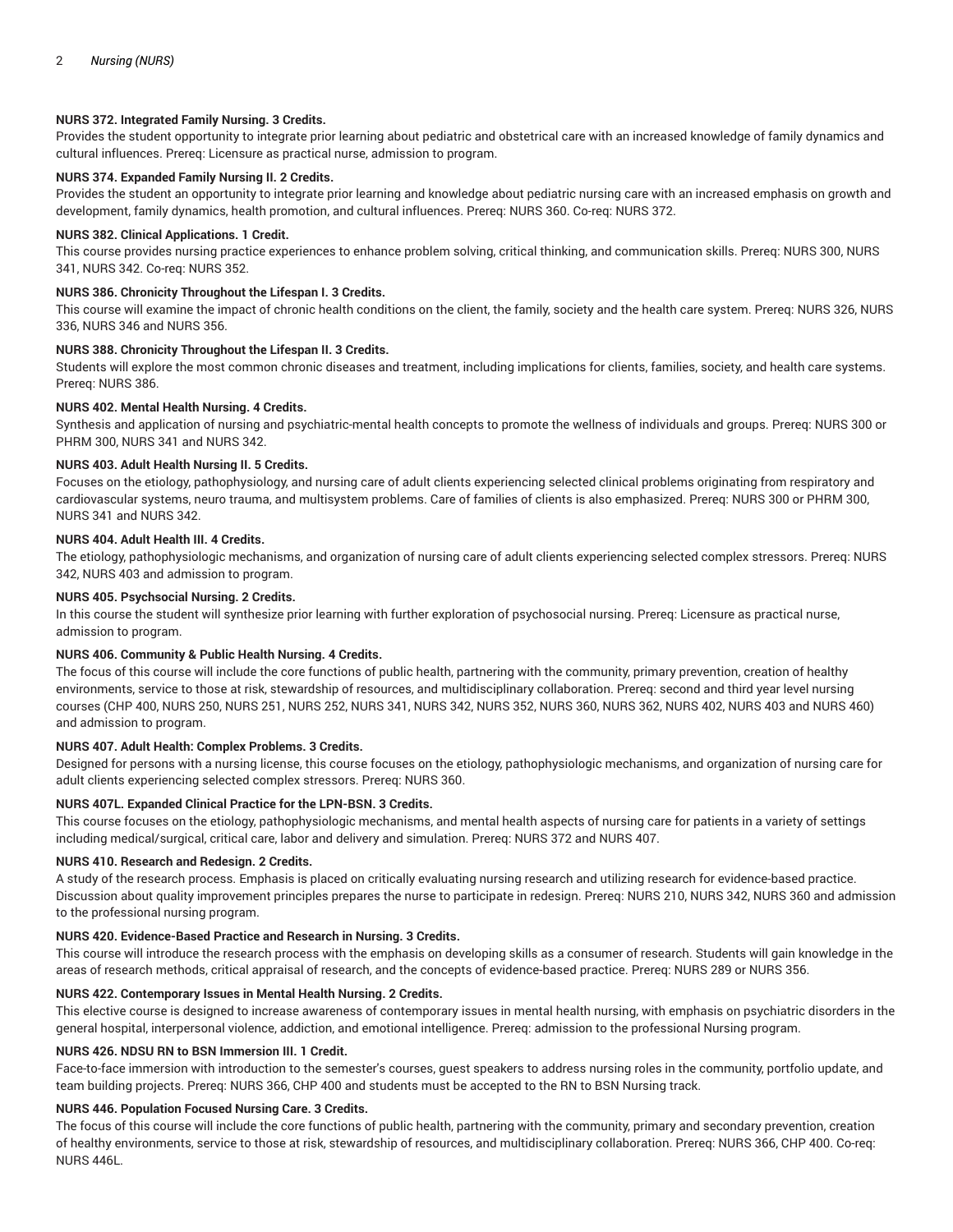**NURS 372. Integrated Family Nursing. 3 Credits.**

Provides the student opportunity to integrate prior learning about pediatric and obstetrical care with an increased knowledge of family dynamics and cultural influences. Prereq: Licensure as practical nurse, admission to program.

**NURS 374. Expanded Family Nursing II. 2 Credits.**

Provides the student an opportunity to integrate prior learning and knowledge about pediatric nursing care with an increased emphasis on growth and development, family dynamics, health promotion, and cultural influences. Prereq: NURS 360. Co-req: NURS 372.

**NURS 382. Clinical Applications. 1 Credit.**

This course provides nursing practice experiences to enhance problem solving, critical thinking, and communication skills. Prereq: NURS 300, NURS 341, NURS 342. Co-req: NURS 352.

**NURS 386. Chronicity Throughout the Lifespan I. 3 Credits.**

This course will examine the impact of chronic health conditions on the client, the family, society and the health care system. Prereq: NURS 326, NURS 336, NURS 346 and NURS 356.

**NURS 388. Chronicity Throughout the Lifespan II. 3 Credits.**

Students will explore the most common chronic diseases and treatment, including implications for clients, families, society, and health care systems. Prereq: NURS 386.

**NURS 402. Mental Health Nursing. 4 Credits.**

Synthesis and application of nursing and psychiatric-mental health concepts to promote the wellness of individuals and groups. Prereq: NURS 300 or PHRM 300, NURS 341 and NURS 342.

**NURS 403. Adult Health Nursing II. 5 Credits.**

Focuses on the etiology, pathophysiology, and nursing care of adult clients experiencing selected clinical problems originating from respiratory and cardiovascular systems, neuro trauma, and multisystem problems. Care of families of clients is also emphasized. Prereq: NURS 300 or PHRM 300, NURS 341 and NURS 342.

**NURS 404. Adult Health III. 4 Credits.**

The etiology, pathophysiologic mechanisms, and organization of nursing care of adult clients experiencing selected complex stressors. Prereq: NURS 342, NURS 403 and admission to program.

**NURS 405. Psychsocial Nursing. 2 Credits.**

In this course the student will synthesize prior learning with further exploration of psychosocial nursing. Prereq: Licensure as practical nurse, admission to program.

**NURS 406. Community & Public Health Nursing. 4 Credits.**

The focus of this course will include the core functions of public health, partnering with the community, primary prevention, creation of healthy environments, service to those at risk, stewardship of resources, and multidisciplinary collaboration. Prereq: second and third year level nursing courses (CHP 400, NURS 250, NURS 251, NURS 252, NURS 341, NURS 342, NURS 352, NURS 360, NURS 362, NURS 402, NURS 403 and NURS 460) and admission to program.

**NURS 407. Adult Health: Complex Problems. 3 Credits.**

Designed for persons with a nursing license, this course focuses on the etiology, pathophysiologic mechanisms, and organization of nursing care for adult clients experiencing selected complex stressors. Prereq: NURS 360.

**NURS 407L. Expanded Clinical Practice for the LPN-BSN. 3 Credits.**

This course focuses on the etiology, pathophysiologic mechanisms, and mental health aspects of nursing care for patients in a variety of settings including medical/surgical, critical care, labor and delivery and simulation. Prereq: NURS 372 and NURS 407.

**NURS 410. Research and Redesign. 2 Credits.**

A study of the research process. Emphasis is placed on critically evaluating nursing research and utilizing research for evidence-based practice. Discussion about quality improvement principles prepares the nurse to participate in redesign. Prereq: NURS 210, NURS 342, NURS 360 and admission to the professional nursing program.

**NURS 420. Evidence-Based Practice and Research in Nursing. 3 Credits.**

This course will introduce the research process with the emphasis on developing skills as a consumer of research. Students will gain knowledge in the areas of research methods, critical appraisal of research, and the concepts of evidence-based practice. Prereq: NURS 289 or NURS 356.

**NURS 422. Contemporary Issues in Mental Health Nursing. 2 Credits.**

This elective course is designed to increase awareness of contemporary issues in mental health nursing, with emphasis on psychiatric disorders in the general hospital, interpersonal violence, addiction, and emotional intelligence. Prereq: admission to the professional Nursing program.

**NURS 426. NDSU RN to BSN Immersion III. 1 Credit.**

Face-to-face immersion with introduction to the semester's courses, guest speakers to address nursing roles in the community, portfolio update, and team building projects. Prereq: NURS 366, CHP 400 and students must be accepted to the RN to BSN Nursing track.

**NURS 446. Population Focused Nursing Care. 3 Credits.**

The focus of this course will include the core functions of public health, partnering with the community, primary and secondary prevention, creation of healthy environments, service to those at risk, stewardship of resources, and multidisciplinary collaboration. Prereq: NURS 366, CHP 400. Co-req: NURS 446L.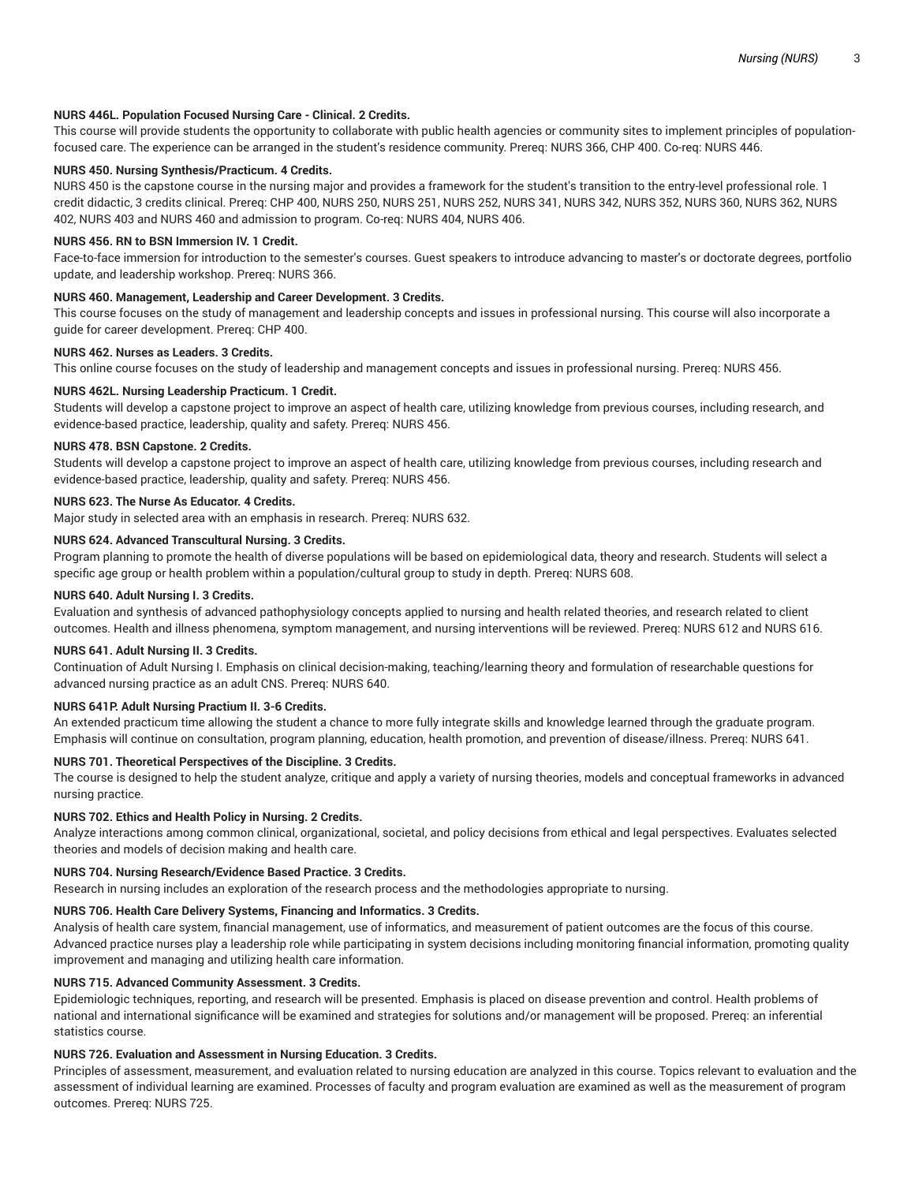**NURS 446L. Population Focused Nursing Care - Clinical. 2 Credits.**
This course will provide students the opportunity to collaborate with public health agencies or community sites to implement principles of population-focused care. The experience can be arranged in the student's residence community. Prereq: NURS 366, CHP 400. Co-req: NURS 446.

**NURS 450. Nursing Synthesis/Practicum. 4 Credits.**
NURS 450 is the capstone course in the nursing major and provides a framework for the student's transition to the entry-level professional role. 1 credit didactic, 3 credits clinical. Prereq: CHP 400, NURS 250, NURS 251, NURS 252, NURS 341, NURS 342, NURS 352, NURS 360, NURS 362, NURS 402, NURS 403 and NURS 460 and admission to program. Co-req: NURS 404, NURS 406.

**NURS 456. RN to BSN Immersion IV. 1 Credit.**
Face-to-face immersion for introduction to the semester's courses. Guest speakers to introduce advancing to master's or doctorate degrees, portfolio update, and leadership workshop. Prereq: NURS 366.

**NURS 460. Management, Leadership and Career Development. 3 Credits.**
This course focuses on the study of management and leadership concepts and issues in professional nursing. This course will also incorporate a guide for career development. Prereq: CHP 400.

**NURS 462. Nurses as Leaders. 3 Credits.**
This online course focuses on the study of leadership and management concepts and issues in professional nursing. Prereq: NURS 456.

**NURS 462L. Nursing Leadership Practicum. 1 Credit.**
Students will develop a capstone project to improve an aspect of health care, utilizing knowledge from previous courses, including research, and evidence-based practice, leadership, quality and safety. Prereq: NURS 456.

**NURS 478. BSN Capstone. 2 Credits.**
Students will develop a capstone project to improve an aspect of health care, utilizing knowledge from previous courses, including research and evidence-based practice, leadership, quality and safety. Prereq: NURS 456.

**NURS 623. The Nurse As Educator. 4 Credits.**
Major study in selected area with an emphasis in research. Prereq: NURS 632.

**NURS 624. Advanced Transcultural Nursing. 3 Credits.**
Program planning to promote the health of diverse populations will be based on epidemiological data, theory and research. Students will select a specific age group or health problem within a population/cultural group to study in depth. Prereq: NURS 608.

**NURS 640. Adult Nursing I. 3 Credits.**
Evaluation and synthesis of advanced pathophysiology concepts applied to nursing and health related theories, and research related to client outcomes. Health and illness phenomena, symptom management, and nursing interventions will be reviewed. Prereq: NURS 612 and NURS 616.

**NURS 641. Adult Nursing II. 3 Credits.**
Continuation of Adult Nursing I. Emphasis on clinical decision-making, teaching/learning theory and formulation of researchable questions for advanced nursing practice as an adult CNS. Prereq: NURS 640.

**NURS 641P. Adult Nursing Practium II. 3-6 Credits.**
An extended practicum time allowing the student a chance to more fully integrate skills and knowledge learned through the graduate program. Emphasis will continue on consultation, program planning, education, health promotion, and prevention of disease/illness. Prereq: NURS 641.

**NURS 701. Theoretical Perspectives of the Discipline. 3 Credits.**
The course is designed to help the student analyze, critique and apply a variety of nursing theories, models and conceptual frameworks in advanced nursing practice.

**NURS 702. Ethics and Health Policy in Nursing. 2 Credits.**
Analyze interactions among common clinical, organizational, societal, and policy decisions from ethical and legal perspectives. Evaluates selected theories and models of decision making and health care.

**NURS 704. Nursing Research/Evidence Based Practice. 3 Credits.**
Research in nursing includes an exploration of the research process and the methodologies appropriate to nursing.

**NURS 706. Health Care Delivery Systems, Financing and Informatics. 3 Credits.**
Analysis of health care system, financial management, use of informatics, and measurement of patient outcomes are the focus of this course. Advanced practice nurses play a leadership role while participating in system decisions including monitoring financial information, promoting quality improvement and managing and utilizing health care information.

**NURS 715. Advanced Community Assessment. 3 Credits.**
Epidemiologic techniques, reporting, and research will be presented. Emphasis is placed on disease prevention and control. Health problems of national and international significance will be examined and strategies for solutions and/or management will be proposed. Prereq: an inferential statistics course.

**NURS 726. Evaluation and Assessment in Nursing Education. 3 Credits.**
Principles of assessment, measurement, and evaluation related to nursing education are analyzed in this course. Topics relevant to evaluation and the assessment of individual learning are examined. Processes of faculty and program evaluation are examined as well as the measurement of program outcomes. Prereq: NURS 725.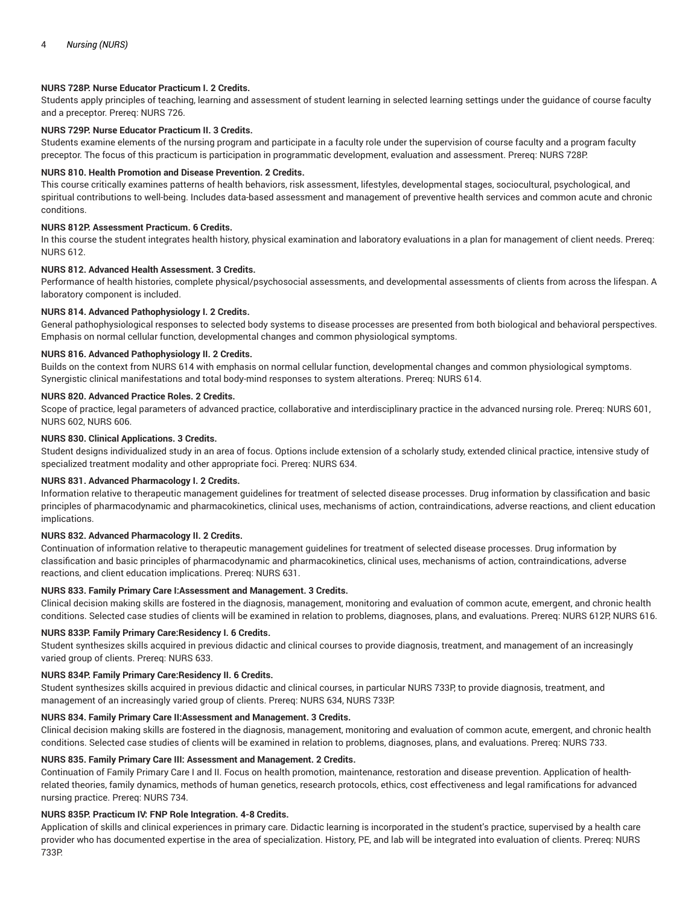**NURS 728P. Nurse Educator Practicum I. 2 Credits.**

Students apply principles of teaching, learning and assessment of student learning in selected learning settings under the guidance of course faculty and a preceptor. Prereq: NURS 726.

**NURS 729P. Nurse Educator Practicum II. 3 Credits.**

Students examine elements of the nursing program and participate in a faculty role under the supervision of course faculty and a program faculty preceptor. The focus of this practicum is participation in programmatic development, evaluation and assessment. Prereq: NURS 728P.

**NURS 810. Health Promotion and Disease Prevention. 2 Credits.**

This course critically examines patterns of health behaviors, risk assessment, lifestyles, developmental stages, sociocultural, psychological, and spiritual contributions to well-being. Includes data-based assessment and management of preventive health services and common acute and chronic conditions.

**NURS 812P. Assessment Practicum. 6 Credits.**

In this course the student integrates health history, physical examination and laboratory evaluations in a plan for management of client needs. Prereq: NURS 612.

**NURS 812. Advanced Health Assessment. 3 Credits.**

Performance of health histories, complete physical/psychosocial assessments, and developmental assessments of clients from across the lifespan. A laboratory component is included.

**NURS 814. Advanced Pathophysiology I. 2 Credits.**

General pathophysiological responses to selected body systems to disease processes are presented from both biological and behavioral perspectives. Emphasis on normal cellular function, developmental changes and common physiological symptoms.

**NURS 816. Advanced Pathophysiology II. 2 Credits.**

Builds on the context from NURS 614 with emphasis on normal cellular function, developmental changes and common physiological symptoms. Synergistic clinical manifestations and total body-mind responses to system alterations. Prereq: NURS 614.

**NURS 820. Advanced Practice Roles. 2 Credits.**

Scope of practice, legal parameters of advanced practice, collaborative and interdisciplinary practice in the advanced nursing role. Prereq: NURS 601, NURS 602, NURS 606.

**NURS 830. Clinical Applications. 3 Credits.**

Student designs individualized study in an area of focus. Options include extension of a scholarly study, extended clinical practice, intensive study of specialized treatment modality and other appropriate foci. Prereq: NURS 634.

**NURS 831. Advanced Pharmacology I. 2 Credits.**

Information relative to therapeutic management guidelines for treatment of selected disease processes. Drug information by classification and basic principles of pharmacodynamic and pharmacokinetics, clinical uses, mechanisms of action, contraindications, adverse reactions, and client education implications.

**NURS 832. Advanced Pharmacology II. 2 Credits.**

Continuation of information relative to therapeutic management guidelines for treatment of selected disease processes. Drug information by classification and basic principles of pharmacodynamic and pharmacokinetics, clinical uses, mechanisms of action, contraindications, adverse reactions, and client education implications. Prereq: NURS 631.

**NURS 833. Family Primary Care I:Assessment and Management. 3 Credits.**

Clinical decision making skills are fostered in the diagnosis, management, monitoring and evaluation of common acute, emergent, and chronic health conditions. Selected case studies of clients will be examined in relation to problems, diagnoses, plans, and evaluations. Prereq: NURS 612P, NURS 616.

**NURS 833P. Family Primary Care:Residency I. 6 Credits.**

Student synthesizes skills acquired in previous didactic and clinical courses to provide diagnosis, treatment, and management of an increasingly varied group of clients. Prereq: NURS 633.

**NURS 834P. Family Primary Care:Residency II. 6 Credits.**

Student synthesizes skills acquired in previous didactic and clinical courses, in particular NURS 733P, to provide diagnosis, treatment, and management of an increasingly varied group of clients. Prereq: NURS 634, NURS 733P.

**NURS 834. Family Primary Care II:Assessment and Management. 3 Credits.**

Clinical decision making skills are fostered in the diagnosis, management, monitoring and evaluation of common acute, emergent, and chronic health conditions. Selected case studies of clients will be examined in relation to problems, diagnoses, plans, and evaluations. Prereq: NURS 733.

**NURS 835. Family Primary Care III: Assessment and Management. 2 Credits.**

Continuation of Family Primary Care I and II. Focus on health promotion, maintenance, restoration and disease prevention. Application of health-related theories, family dynamics, methods of human genetics, research protocols, ethics, cost effectiveness and legal ramifications for advanced nursing practice. Prereq: NURS 734.

**NURS 835P. Practicum IV: FNP Role Integration. 4-8 Credits.**

Application of skills and clinical experiences in primary care. Didactic learning is incorporated in the student's practice, supervised by a health care provider who has documented expertise in the area of specialization. History, PE, and lab will be integrated into evaluation of clients. Prereq: NURS 733P.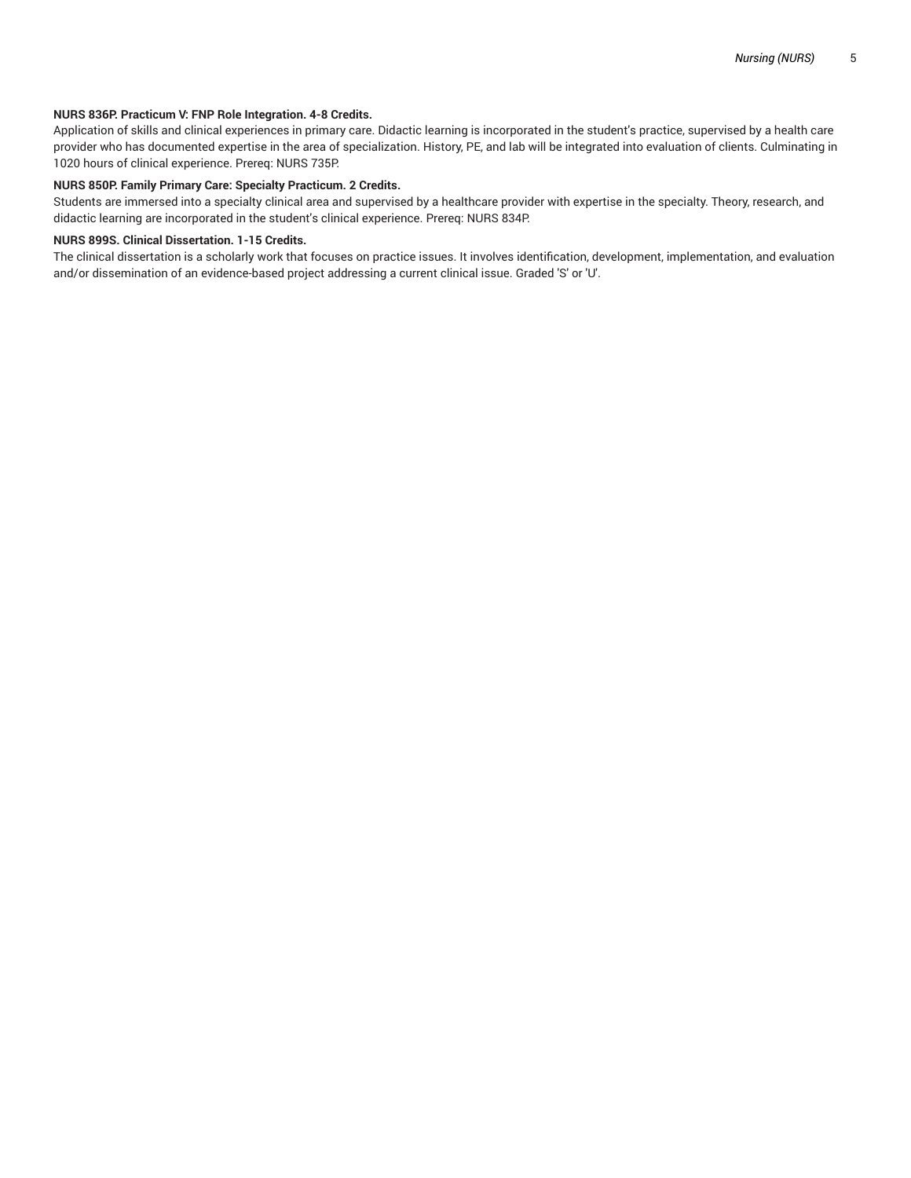**NURS 836P. Practicum V: FNP Role Integration. 4-8 Credits.**
Application of skills and clinical experiences in primary care. Didactic learning is incorporated in the student's practice, supervised by a health care provider who has documented expertise in the area of specialization. History, PE, and lab will be integrated into evaluation of clients. Culminating in 1020 hours of clinical experience. Prereq: NURS 735P.

**NURS 850P. Family Primary Care: Specialty Practicum. 2 Credits.**
Students are immersed into a specialty clinical area and supervised by a healthcare provider with expertise in the specialty. Theory, research, and didactic learning are incorporated in the student's clinical experience. Prereq: NURS 834P.

**NURS 899S. Clinical Dissertation. 1-15 Credits.**
The clinical dissertation is a scholarly work that focuses on practice issues. It involves identification, development, implementation, and evaluation and/or dissemination of an evidence-based project addressing a current clinical issue. Graded 'S' or 'U'.